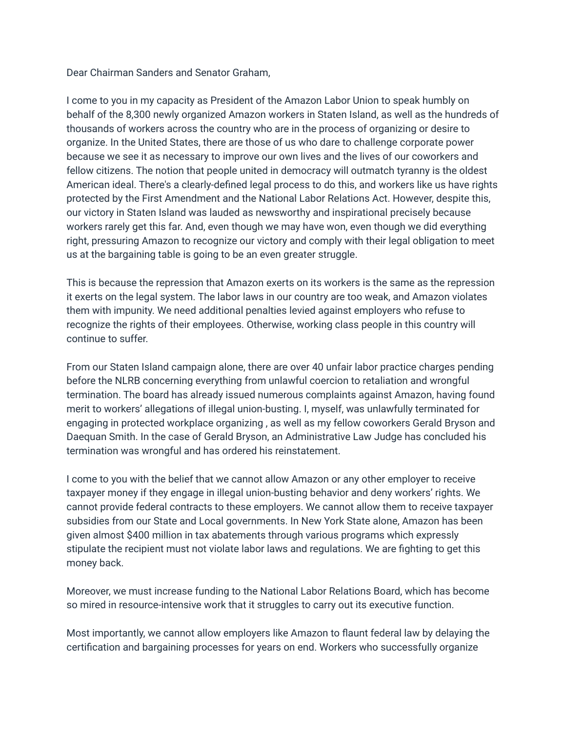Dear Chairman Sanders and Senator Graham,

I come to you in my capacity as President of the Amazon Labor Union to speak humbly on behalf of the 8,300 newly organized Amazon workers in Staten Island, as well as the hundreds of thousands of workers across the country who are in the process of organizing or desire to organize. In the United States, there are those of us who dare to challenge corporate power because we see it as necessary to improve our own lives and the lives of our coworkers and fellow citizens. The notion that people united in democracy will outmatch tyranny is the oldest American ideal. There's a clearly-defined legal process to do this, and workers like us have rights protected by the First Amendment and the National Labor Relations Act. However, despite this, our victory in Staten Island was lauded as newsworthy and inspirational precisely because workers rarely get this far. And, even though we may have won, even though we did everything right, pressuring Amazon to recognize our victory and comply with their legal obligation to meet us at the bargaining table is going to be an even greater struggle.

This is because the repression that Amazon exerts on its workers is the same as the repression it exerts on the legal system. The labor laws in our country are too weak, and Amazon violates them with impunity. We need additional penalties levied against employers who refuse to recognize the rights of their employees. Otherwise, working class people in this country will continue to suffer.

From our Staten Island campaign alone, there are over 40 unfair labor practice charges pending before the NLRB concerning everything from unlawful coercion to retaliation and wrongful termination. The board has already issued numerous complaints against Amazon, having found merit to workers' allegations of illegal union-busting. I, myself, was unlawfully terminated for engaging in protected workplace organizing , as well as my fellow coworkers Gerald Bryson and Daequan Smith. In the case of Gerald Bryson, an Administrative Law Judge has concluded his termination was wrongful and has ordered his reinstatement.

I come to you with the belief that we cannot allow Amazon or any other employer to receive taxpayer money if they engage in illegal union-busting behavior and deny workers' rights. We cannot provide federal contracts to these employers. We cannot allow them to receive taxpayer subsidies from our State and Local governments. In New York State alone, Amazon has been given almost $400 million in tax abatements through various programs which expressly stipulate the recipient must not violate labor laws and regulations. We are fighting to get this money back.

Moreover, we must increase funding to the National Labor Relations Board, which has become so mired in resource-intensive work that it struggles to carry out its executive function.

Most importantly, we cannot allow employers like Amazon to flaunt federal law by delaying the certification and bargaining processes for years on end. Workers who successfully organize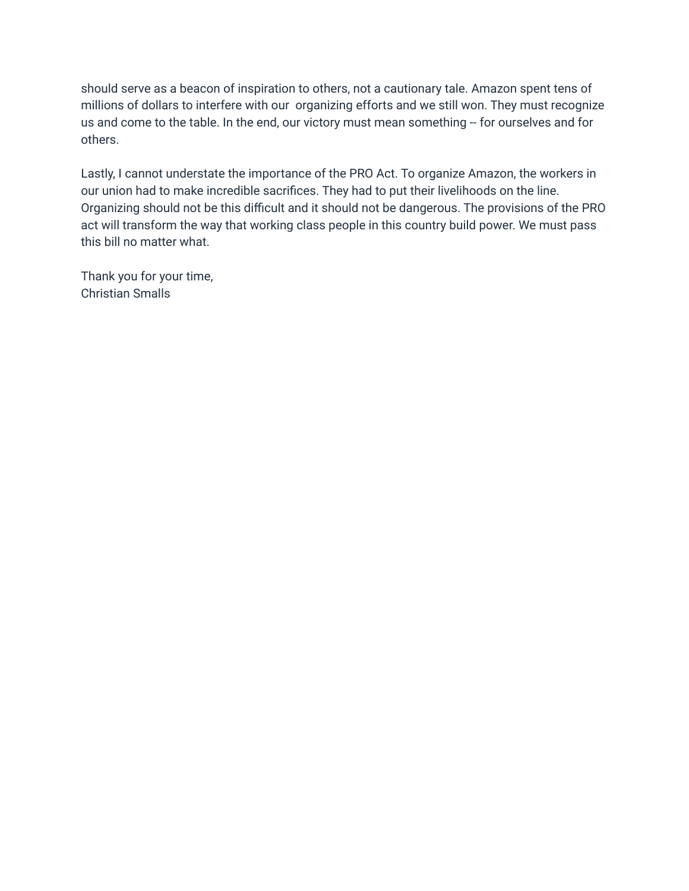should serve as a beacon of inspiration to others, not a cautionary tale. Amazon spent tens of millions of dollars to interfere with our organizing efforts and we still won. They must recognize us and come to the table. In the end, our victory must mean something -- for ourselves and for others.

Lastly, I cannot understate the importance of the PRO Act. To organize Amazon, the workers in our union had to make incredible sacrifices. They had to put their livelihoods on the line. Organizing should not be this difficult and it should not be dangerous. The provisions of the PRO act will transform the way that working class people in this country build power. We must pass this bill no matter what.

Thank you for your time,
Christian Smalls